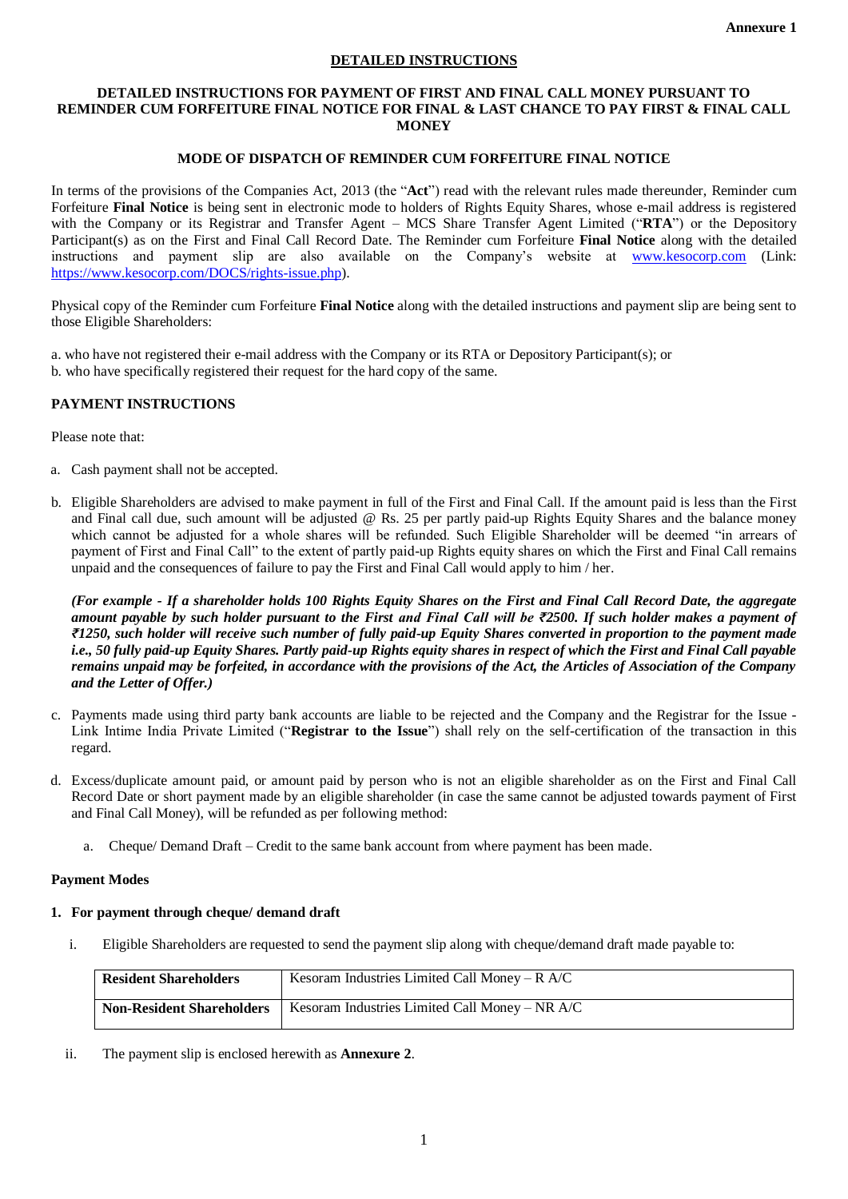**Annexure 1**

## DETAILED INSTRUCTIONS

### DETAILED INSTRUCTIONS FOR PAYMENT OF FIRST AND FINAL CALL MONEY PURSUANT TO REMINDER CUM FORFEITURE FINAL NOTICE FOR FINAL & LAST CHANCE TO PAY FIRST & FINAL CALL MONEY

### MODE OF DISPATCH OF REMINDER CUM FORFEITURE FINAL NOTICE

In terms of the provisions of the Companies Act, 2013 (the "**Act**") read with the relevant rules made thereunder, Reminder cum Forfeiture **Final Notice** is being sent in electronic mode to holders of Rights Equity Shares, whose e-mail address is registered with the Company or its Registrar and Transfer Agent – MCS Share Transfer Agent Limited ("**RTA**") or the Depository Participant(s) as on the First and Final Call Record Date. The Reminder cum Forfeiture **Final Notice** along with the detailed instructions and payment slip are also available on the Company's website at www.kesocorp.com (Link: https://www.kesocorp.com/DOCS/rights-issue.php).

Physical copy of the Reminder cum Forfeiture **Final Notice** along with the detailed instructions and payment slip are being sent to those Eligible Shareholders:

a. who have not registered their e-mail address with the Company or its RTA or Depository Participant(s); or
b. who have specifically registered their request for the hard copy of the same.

### PAYMENT INSTRUCTIONS

Please note that:

a. Cash payment shall not be accepted.

b. Eligible Shareholders are advised to make payment in full of the First and Final Call. If the amount paid is less than the First and Final call due, such amount will be adjusted @ Rs. 25 per partly paid-up Rights Equity Shares and the balance money which cannot be adjusted for a whole shares will be refunded. Such Eligible Shareholder will be deemed "in arrears of payment of First and Final Call" to the extent of partly paid-up Rights equity shares on which the First and Final Call remains unpaid and the consequences of failure to pay the First and Final Call would apply to him / her.

   ***(For example - If a shareholder holds 100 Rights Equity Shares on the First and Final Call Record Date, the aggregate amount payable by such holder pursuant to the First and Final Call will be ₹2500. If such holder makes a payment of ₹1250, such holder will receive such number of fully paid-up Equity Shares converted in proportion to the payment made i.e., 50 fully paid-up Equity Shares. Partly paid-up Rights equity shares in respect of which the First and Final Call payable remains unpaid may be forfeited, in accordance with the provisions of the Act, the Articles of Association of the Company and the Letter of Offer.)***

c. Payments made using third party bank accounts are liable to be rejected and the Company and the Registrar for the Issue - Link Intime India Private Limited ("**Registrar to the Issue**") shall rely on the self-certification of the transaction in this regard.

d. Excess/duplicate amount paid, or amount paid by person who is not an eligible shareholder as on the First and Final Call Record Date or short payment made by an eligible shareholder (in case the same cannot be adjusted towards payment of First and Final Call Money), will be refunded as per following method:

   a. Cheque/ Demand Draft – Credit to the same bank account from where payment has been made.

#### Payment Modes

**1. For payment through cheque/ demand draft**

i. Eligible Shareholders are requested to send the payment slip along with cheque/demand draft made payable to:

| | |
|---|---|
| **Resident Shareholders** | Kesoram Industries Limited Call Money – R A/C |
| **Non-Resident Shareholders** | Kesoram Industries Limited Call Money – NR A/C |

ii. The payment slip is enclosed herewith as **Annexure 2**.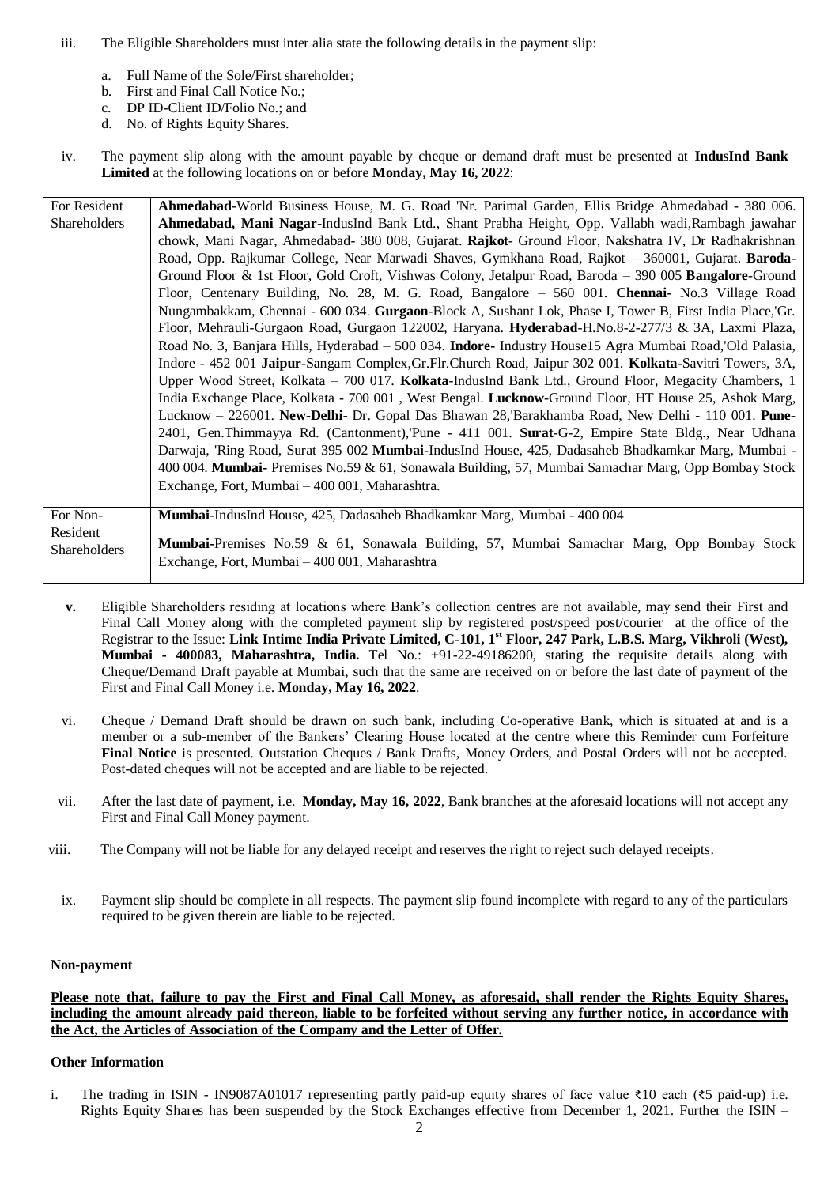iii. The Eligible Shareholders must inter alia state the following details in the payment slip:

a. Full Name of the Sole/First shareholder;
b. First and Final Call Notice No.;
c. DP ID-Client ID/Folio No.; and
d. No. of Rights Equity Shares.

iv. The payment slip along with the amount payable by cheque or demand draft must be presented at **IndusInd Bank Limited** at the following locations on or before **Monday, May 16, 2022**:

| | |
|---|---|
| For Resident Shareholders | **Ahmedabad**-World Business House, M. G. Road 'Nr. Parimal Garden, Ellis Bridge Ahmedabad - 380 006. **Ahmedabad, Mani Nagar**-IndusInd Bank Ltd., Shant Prabha Height, Opp. Vallabh wadi,Rambagh jawahar chowk, Mani Nagar, Ahmedabad- 380 008, Gujarat. **Rajkot**- Ground Floor, Nakshatra IV, Dr Radhakrishnan Road, Opp. Rajkumar College, Near Marwadi Shaves, Gymkhana Road, Rajkot – 360001, Gujarat. **Baroda**-Ground Floor & 1st Floor, Gold Croft, Vishwas Colony, Jetalpur Road, Baroda – 390 005 **Bangalore**-Ground Floor, Centenary Building, No. 28, M. G. Road, Bangalore – 560 001. **Chennai-** No.3 Village Road Nungambakkam, Chennai - 600 034. **Gurgaon**-Block A, Sushant Lok, Phase I, Tower B, First India Place,'Gr. Floor, Mehrauli-Gurgaon Road, Gurgaon 122002, Haryana. **Hyderabad**-H.No.8-2-277/3 & 3A, Laxmi Plaza, Road No. 3, Banjara Hills, Hyderabad – 500 034. **Indore-** Industry House15 Agra Mumbai Road,'Old Palasia, Indore - 452 001 **Jaipur-**Sangam Complex,Gr.Flr.Church Road, Jaipur 302 001. **Kolkata-**Savitri Towers, 3A, Upper Wood Street, Kolkata – 700 017. **Kolkata**-IndusInd Bank Ltd., Ground Floor, Megacity Chambers, 1 India Exchange Place, Kolkata - 700 001 , West Bengal. **Lucknow**-Ground Floor, HT House 25, Ashok Marg, Lucknow – 226001. **New-Delhi**- Dr. Gopal Das Bhawan 28,'Barakhamba Road, New Delhi - 110 001. **Pune**-2401, Gen.Thimmayya Rd. (Cantonment),'Pune - 411 001. **Surat**-G-2, Empire State Bldg., Near Udhana Darwaja, 'Ring Road, Surat 395 002 **Mumbai-**IndusInd House, 425, Dadasaheb Bhadkamkar Marg, Mumbai - 400 004. **Mumbai-** Premises No.59 & 61, Sonawala Building, 57, Mumbai Samachar Marg, Opp Bombay Stock Exchange, Fort, Mumbai – 400 001, Maharashtra. |
| For Non-Resident Shareholders | **Mumbai-**IndusInd House, 425, Dadasaheb Bhadkamkar Marg, Mumbai - 400 004<br><br>**Mumbai-**Premises No.59 & 61, Sonawala Building, 57, Mumbai Samachar Marg, Opp Bombay Stock Exchange, Fort, Mumbai – 400 001, Maharashtra |

**v.** Eligible Shareholders residing at locations where Bank's collection centres are not available, may send their First and Final Call Money along with the completed payment slip by registered post/speed post/courier at the office of the Registrar to the Issue: **Link Intime India Private Limited, C-101, 1st Floor, 247 Park, L.B.S. Marg, Vikhroli (West), Mumbai - 400083, Maharashtra, India.** Tel No.: +91-22-49186200, stating the requisite details along with Cheque/Demand Draft payable at Mumbai, such that the same are received on or before the last date of payment of the First and Final Call Money i.e. **Monday, May 16, 2022**.

vi. Cheque / Demand Draft should be drawn on such bank, including Co-operative Bank, which is situated at and is a member or a sub-member of the Bankers' Clearing House located at the centre where this Reminder cum Forfeiture **Final Notice** is presented. Outstation Cheques / Bank Drafts, Money Orders, and Postal Orders will not be accepted. Post-dated cheques will not be accepted and are liable to be rejected.

vii. After the last date of payment, i.e. **Monday, May 16, 2022**, Bank branches at the aforesaid locations will not accept any First and Final Call Money payment.

viii. The Company will not be liable for any delayed receipt and reserves the right to reject such delayed receipts.

ix. Payment slip should be complete in all respects. The payment slip found incomplete with regard to any of the particulars required to be given therein are liable to be rejected.

**Non-payment**

**Please note that, failure to pay the First and Final Call Money, as aforesaid, shall render the Rights Equity Shares, including the amount already paid thereon, liable to be forfeited without serving any further notice, in accordance with the Act, the Articles of Association of the Company and the Letter of Offer.**

**Other Information**

i. The trading in ISIN - IN9087A01017 representing partly paid-up equity shares of face value ₹10 each (₹5 paid-up) i.e. Rights Equity Shares has been suspended by the Stock Exchanges effective from December 1, 2021. Further the ISIN –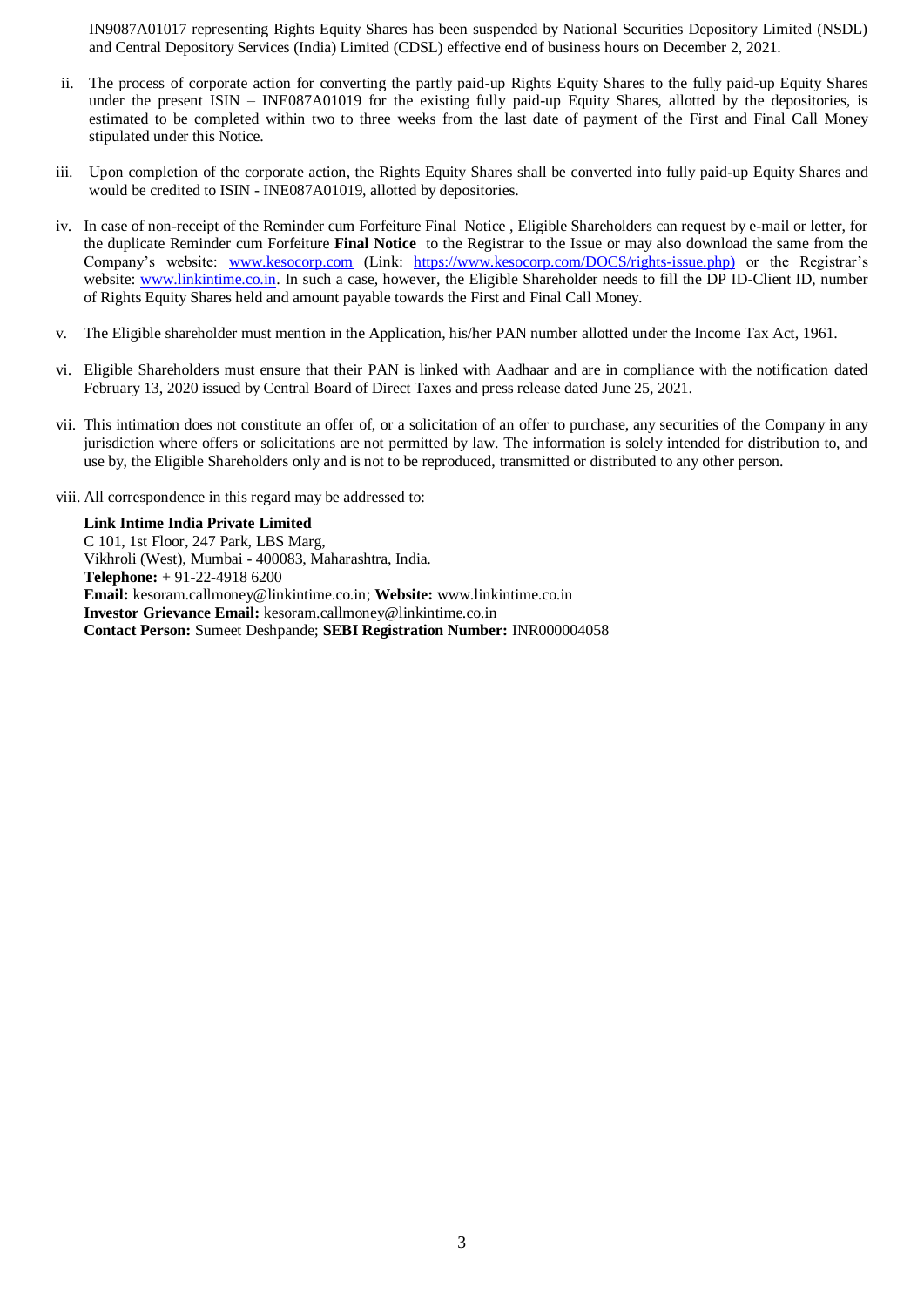IN9087A01017 representing Rights Equity Shares has been suspended by National Securities Depository Limited (NSDL) and Central Depository Services (India) Limited (CDSL) effective end of business hours on December 2, 2021.

ii. The process of corporate action for converting the partly paid-up Rights Equity Shares to the fully paid-up Equity Shares under the present ISIN – INE087A01019 for the existing fully paid-up Equity Shares, allotted by the depositories, is estimated to be completed within two to three weeks from the last date of payment of the First and Final Call Money stipulated under this Notice.

iii. Upon completion of the corporate action, the Rights Equity Shares shall be converted into fully paid-up Equity Shares and would be credited to ISIN - INE087A01019, allotted by depositories.

iv. In case of non-receipt of the Reminder cum Forfeiture Final Notice , Eligible Shareholders can request by e-mail or letter, for the duplicate Reminder cum Forfeiture **Final Notice** to the Registrar to the Issue or may also download the same from the Company's website: www.kesocorp.com (Link: https://www.kesocorp.com/DOCS/rights-issue.php) or the Registrar's website: www.linkintime.co.in. In such a case, however, the Eligible Shareholder needs to fill the DP ID-Client ID, number of Rights Equity Shares held and amount payable towards the First and Final Call Money.

v. The Eligible shareholder must mention in the Application, his/her PAN number allotted under the Income Tax Act, 1961.

vi. Eligible Shareholders must ensure that their PAN is linked with Aadhaar and are in compliance with the notification dated February 13, 2020 issued by Central Board of Direct Taxes and press release dated June 25, 2021.

vii. This intimation does not constitute an offer of, or a solicitation of an offer to purchase, any securities of the Company in any jurisdiction where offers or solicitations are not permitted by law. The information is solely intended for distribution to, and use by, the Eligible Shareholders only and is not to be reproduced, transmitted or distributed to any other person.

viii. All correspondence in this regard may be addressed to:

**Link Intime India Private Limited**
C 101, 1st Floor, 247 Park, LBS Marg,
Vikhroli (West), Mumbai - 400083, Maharashtra, India.
**Telephone:** + 91-22-4918 6200
**Email:** kesoram.callmoney@linkintime.co.in; **Website:** www.linkintime.co.in
**Investor Grievance Email:** kesoram.callmoney@linkintime.co.in
**Contact Person:** Sumeet Deshpande; **SEBI Registration Number:** INR000004058